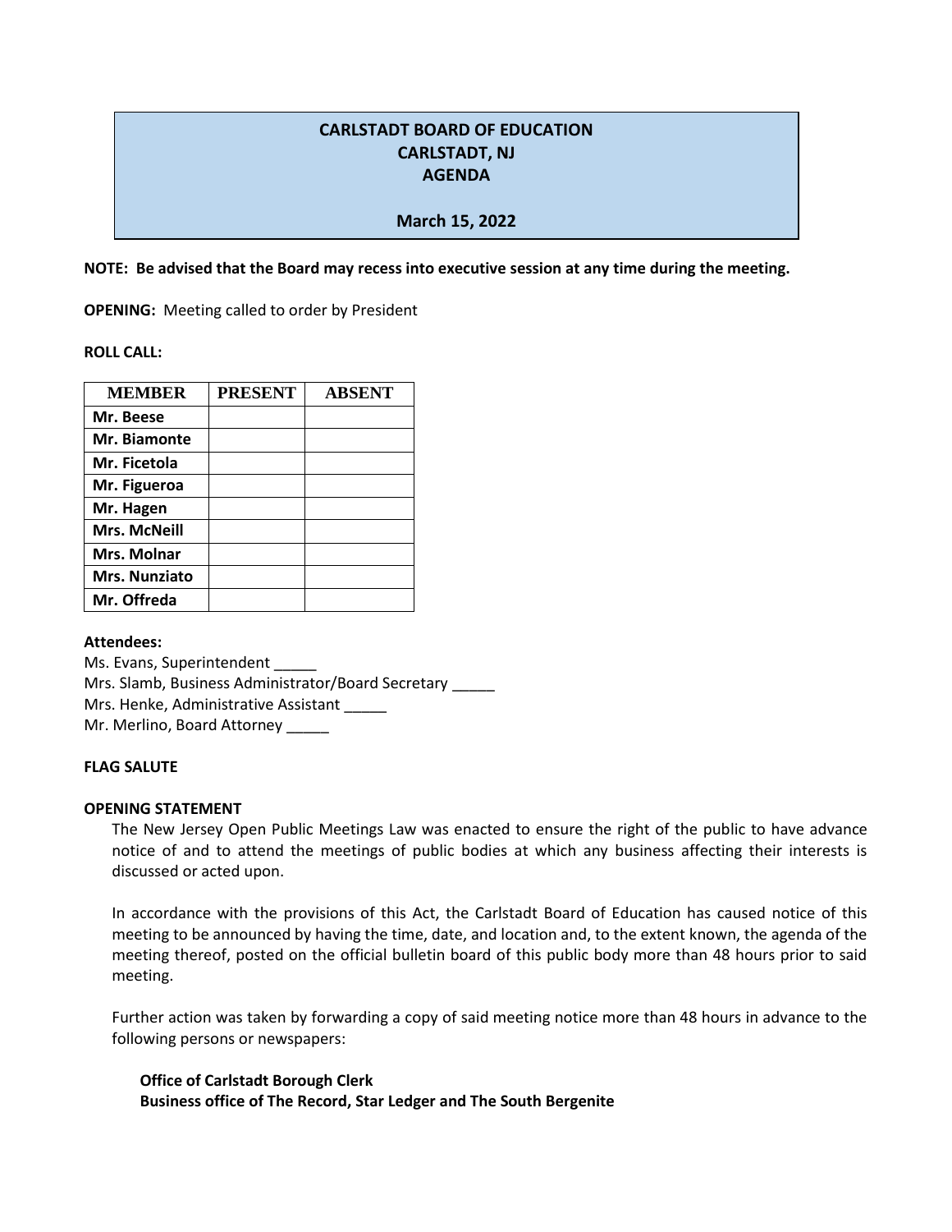# CARLSTADT BOARD OF EDUCATION
## CARLSTADT, NJ
## AGENDA

**March 15, 2022**

**NOTE: Be advised that the Board may recess into executive session at any time during the meeting.**

**OPENING:** Meeting called to order by President

**ROLL CALL:**

| MEMBER | PRESENT | ABSENT |
|---|---|---|
| **Mr. Beese** | | |
| **Mr. Biamonte** | | |
| **Mr. Ficetola** | | |
| **Mr. Figueroa** | | |
| **Mr. Hagen** | | |
| **Mrs. McNeill** | | |
| **Mrs. Molnar** | | |
| **Mrs. Nunziato** | | |
| **Mr. Offreda** | | |

**Attendees:**
Ms. Evans, Superintendent _____
Mrs. Slamb, Business Administrator/Board Secretary _____
Mrs. Henke, Administrative Assistant _____
Mr. Merlino, Board Attorney _____

**FLAG SALUTE**

**OPENING STATEMENT**

The New Jersey Open Public Meetings Law was enacted to ensure the right of the public to have advance notice of and to attend the meetings of public bodies at which any business affecting their interests is discussed or acted upon.

In accordance with the provisions of this Act, the Carlstadt Board of Education has caused notice of this meeting to be announced by having the time, date, and location and, to the extent known, the agenda of the meeting thereof, posted on the official bulletin board of this public body more than 48 hours prior to said meeting.

Further action was taken by forwarding a copy of said meeting notice more than 48 hours in advance to the following persons or newspapers:

**Office of Carlstadt Borough Clerk**
**Business office of The Record, Star Ledger and The South Bergenite**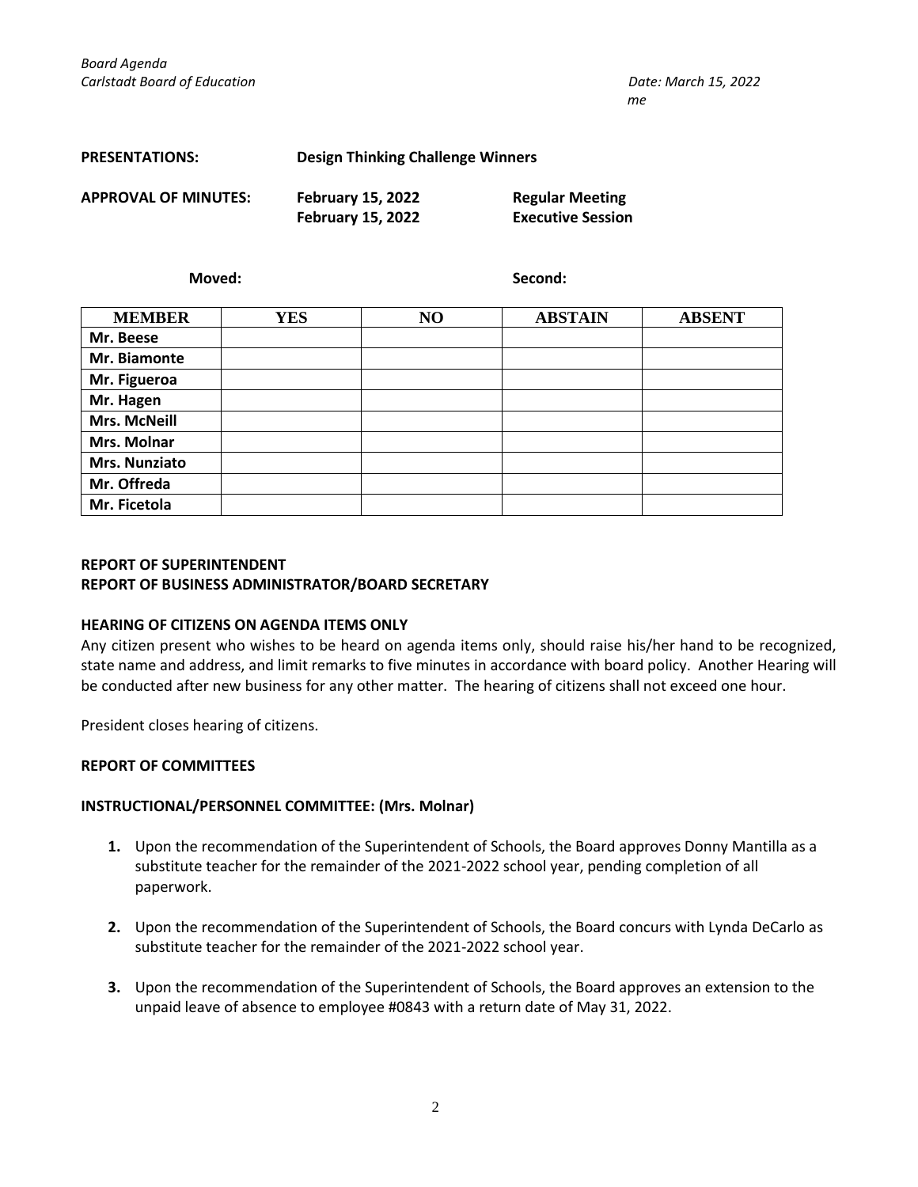PRESENTATIONS: **Design Thinking Challenge Winners**

**APPROVAL OF MINUTES:**

| | |
|---|---|
| **February 15, 2022** | **Regular Meeting** |
| **February 15, 2022** | **Executive Session** |

**Moved:** **Second:**

| MEMBER | YES | NO | ABSTAIN | ABSENT |
|---|---|---|---|---|
| Mr. Beese | | | | |
| Mr. Biamonte | | | | |
| Mr. Figueroa | | | | |
| Mr. Hagen | | | | |
| Mrs. McNeill | | | | |
| Mrs. Molnar | | | | |
| Mrs. Nunziato | | | | |
| Mr. Offreda | | | | |
| Mr. Ficetola | | | | |

**REPORT OF SUPERINTENDENT**
**REPORT OF BUSINESS ADMINISTRATOR/BOARD SECRETARY**

**HEARING OF CITIZENS ON AGENDA ITEMS ONLY**

Any citizen present who wishes to be heard on agenda items only, should raise his/her hand to be recognized, state name and address, and limit remarks to five minutes in accordance with board policy. Another Hearing will be conducted after new business for any other matter. The hearing of citizens shall not exceed one hour.

President closes hearing of citizens.

**REPORT OF COMMITTEES**

**INSTRUCTIONAL/PERSONNEL COMMITTEE: (Mrs. Molnar)**

1. Upon the recommendation of the Superintendent of Schools, the Board approves Donny Mantilla as a substitute teacher for the remainder of the 2021-2022 school year, pending completion of all paperwork.

2. Upon the recommendation of the Superintendent of Schools, the Board concurs with Lynda DeCarlo as substitute teacher for the remainder of the 2021-2022 school year.

3. Upon the recommendation of the Superintendent of Schools, the Board approves an extension to the unpaid leave of absence to employee #0843 with a return date of May 31, 2022.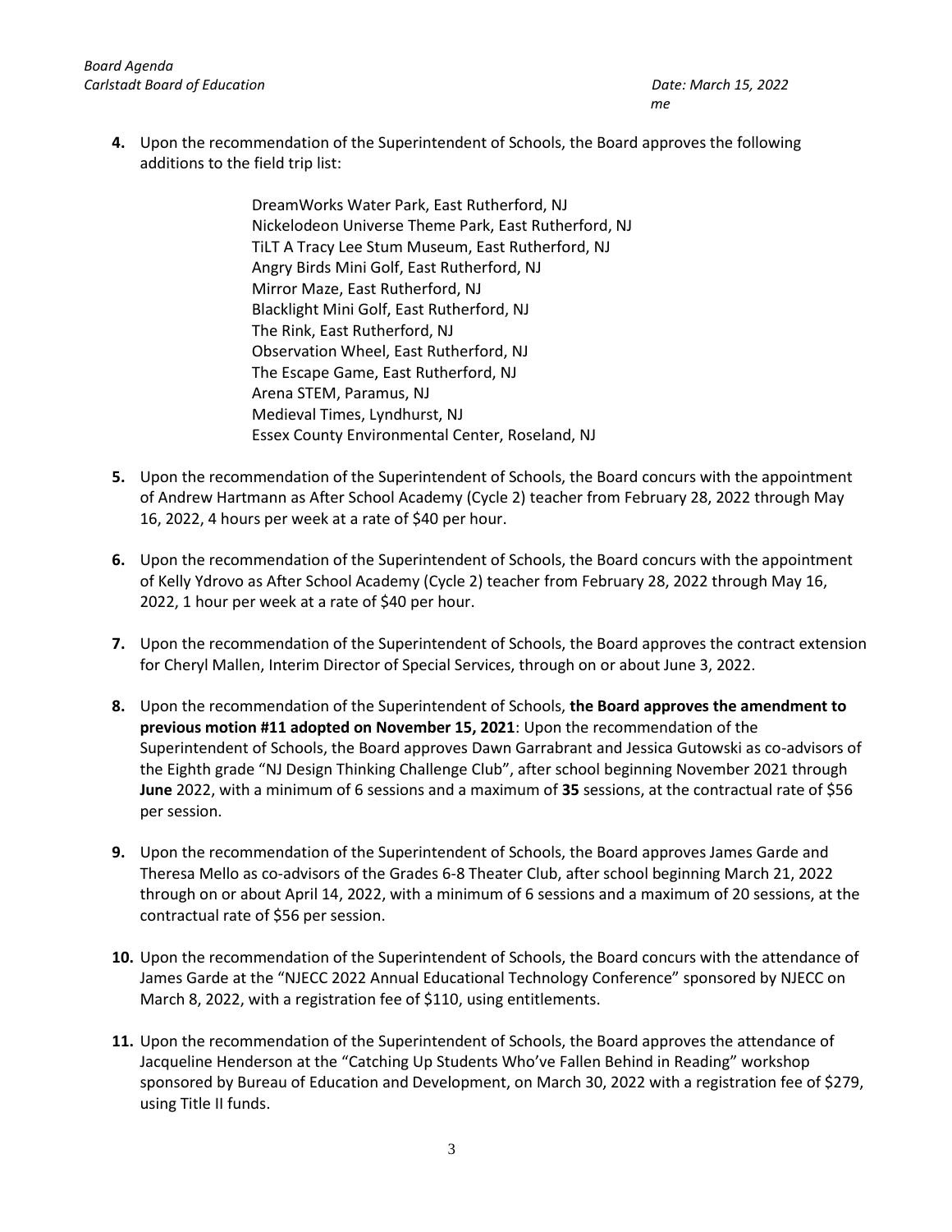4. Upon the recommendation of the Superintendent of Schools, the Board approves the following additions to the field trip list:

    DreamWorks Water Park, East Rutherford, NJ
    Nickelodeon Universe Theme Park, East Rutherford, NJ
    TiLT A Tracy Lee Stum Museum, East Rutherford, NJ
    Angry Birds Mini Golf, East Rutherford, NJ
    Mirror Maze, East Rutherford, NJ
    Blacklight Mini Golf, East Rutherford, NJ
    The Rink, East Rutherford, NJ
    Observation Wheel, East Rutherford, NJ
    The Escape Game, East Rutherford, NJ
    Arena STEM, Paramus, NJ
    Medieval Times, Lyndhurst, NJ
    Essex County Environmental Center, Roseland, NJ

5. Upon the recommendation of the Superintendent of Schools, the Board concurs with the appointment of Andrew Hartmann as After School Academy (Cycle 2) teacher from February 28, 2022 through May 16, 2022, 4 hours per week at a rate of $40 per hour.

6. Upon the recommendation of the Superintendent of Schools, the Board concurs with the appointment of Kelly Ydrovo as After School Academy (Cycle 2) teacher from February 28, 2022 through May 16, 2022, 1 hour per week at a rate of $40 per hour.

7. Upon the recommendation of the Superintendent of Schools, the Board approves the contract extension for Cheryl Mallen, Interim Director of Special Services, through on or about June 3, 2022.

8. Upon the recommendation of the Superintendent of Schools, **the Board approves the amendment to previous motion #11 adopted on November 15, 2021**: Upon the recommendation of the Superintendent of Schools, the Board approves Dawn Garrabrant and Jessica Gutowski as co-advisors of the Eighth grade "NJ Design Thinking Challenge Club", after school beginning November 2021 through **June** 2022, with a minimum of 6 sessions and a maximum of **35** sessions, at the contractual rate of $56 per session.

9. Upon the recommendation of the Superintendent of Schools, the Board approves James Garde and Theresa Mello as co-advisors of the Grades 6-8 Theater Club, after school beginning March 21, 2022 through on or about April 14, 2022, with a minimum of 6 sessions and a maximum of 20 sessions, at the contractual rate of $56 per session.

10. Upon the recommendation of the Superintendent of Schools, the Board concurs with the attendance of James Garde at the "NJECC 2022 Annual Educational Technology Conference" sponsored by NJECC on March 8, 2022, with a registration fee of $110, using entitlements.

11. Upon the recommendation of the Superintendent of Schools, the Board approves the attendance of Jacqueline Henderson at the "Catching Up Students Who've Fallen Behind in Reading" workshop sponsored by Bureau of Education and Development, on March 30, 2022 with a registration fee of $279, using Title II funds.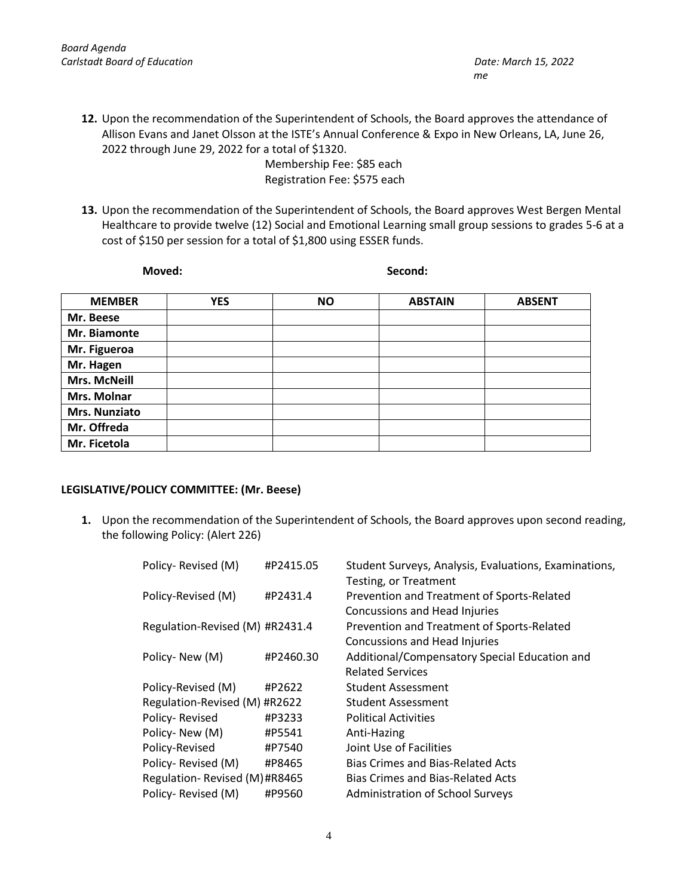12. Upon the recommendation of the Superintendent of Schools, the Board approves the attendance of Allison Evans and Janet Olsson at the ISTE's Annual Conference & Expo in New Orleans, LA, June 26, 2022 through June 29, 2022 for a total of $1320.
    Membership Fee: $85 each
    Registration Fee: $575 each

13. Upon the recommendation of the Superintendent of Schools, the Board approves West Bergen Mental Healthcare to provide twelve (12) Social and Emotional Learning small group sessions to grades 5-6 at a cost of $150 per session for a total of $1,800 using ESSER funds.

**Moved:** **Second:**

| MEMBER | YES | NO | ABSTAIN | ABSENT |
|---|---|---|---|---|
| **Mr. Beese** | | | | |
| **Mr. Biamonte** | | | | |
| **Mr. Figueroa** | | | | |
| **Mr. Hagen** | | | | |
| **Mrs. McNeill** | | | | |
| **Mrs. Molnar** | | | | |
| **Mrs. Nunziato** | | | | |
| **Mr. Offreda** | | | | |
| **Mr. Ficetola** | | | | |

**LEGISLATIVE/POLICY COMMITTEE: (Mr. Beese)**

1. Upon the recommendation of the Superintendent of Schools, the Board approves upon second reading, the following Policy: (Alert 226)

| | | |
|---|---|---|
| Policy- Revised (M) | #P2415.05 | Student Surveys, Analysis, Evaluations, Examinations, Testing, or Treatment |
| Policy-Revised (M) | #P2431.4 | Prevention and Treatment of Sports-Related Concussions and Head Injuries |
| Regulation-Revised (M) | #R2431.4 | Prevention and Treatment of Sports-Related Concussions and Head Injuries |
| Policy- New (M) | #P2460.30 | Additional/Compensatory Special Education and Related Services |
| Policy-Revised (M) | #P2622 | Student Assessment |
| Regulation-Revised (M) | #R2622 | Student Assessment |
| Policy- Revised | #P3233 | Political Activities |
| Policy- New (M) | #P5541 | Anti-Hazing |
| Policy-Revised | #P7540 | Joint Use of Facilities |
| Policy- Revised (M) | #P8465 | Bias Crimes and Bias-Related Acts |
| Regulation- Revised (M) | #R8465 | Bias Crimes and Bias-Related Acts |
| Policy- Revised (M) | #P9560 | Administration of School Surveys |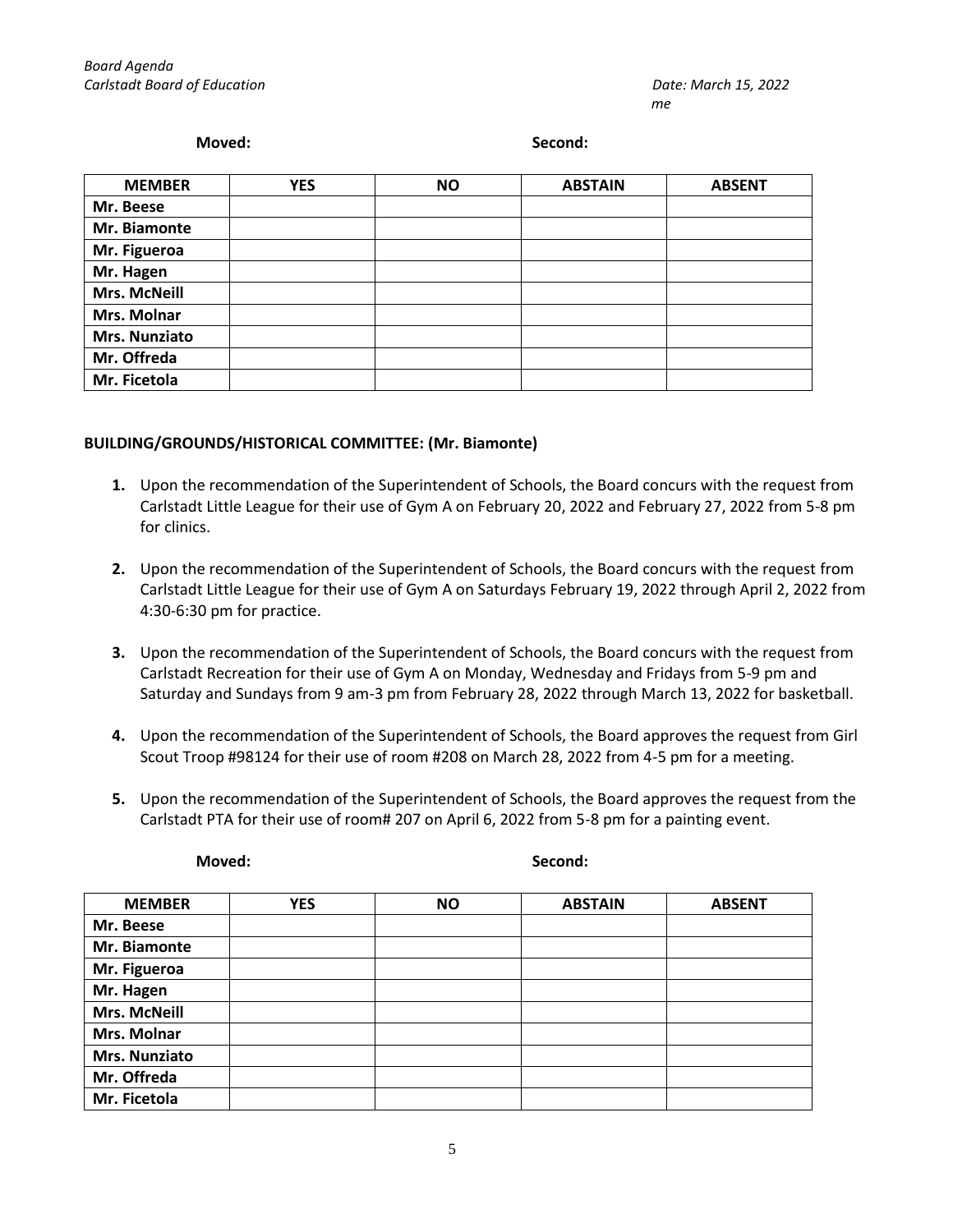**Moved:** **Second:**

| MEMBER | YES | NO | ABSTAIN | ABSENT |
|---|---|---|---|---|
| Mr. Beese | | | | |
| Mr. Biamonte | | | | |
| Mr. Figueroa | | | | |
| Mr. Hagen | | | | |
| Mrs. McNeill | | | | |
| Mrs. Molnar | | | | |
| Mrs. Nunziato | | | | |
| Mr. Offreda | | | | |
| Mr. Ficetola | | | | |

**BUILDING/GROUNDS/HISTORICAL COMMITTEE: (Mr. Biamonte)**

1. Upon the recommendation of the Superintendent of Schools, the Board concurs with the request from Carlstadt Little League for their use of Gym A on February 20, 2022 and February 27, 2022 from 5-8 pm for clinics.

2. Upon the recommendation of the Superintendent of Schools, the Board concurs with the request from Carlstadt Little League for their use of Gym A on Saturdays February 19, 2022 through April 2, 2022 from 4:30-6:30 pm for practice.

3. Upon the recommendation of the Superintendent of Schools, the Board concurs with the request from Carlstadt Recreation for their use of Gym A on Monday, Wednesday and Fridays from 5-9 pm and Saturday and Sundays from 9 am-3 pm from February 28, 2022 through March 13, 2022 for basketball.

4. Upon the recommendation of the Superintendent of Schools, the Board approves the request from Girl Scout Troop #98124 for their use of room #208 on March 28, 2022 from 4-5 pm for a meeting.

5. Upon the recommendation of the Superintendent of Schools, the Board approves the request from the Carlstadt PTA for their use of room# 207 on April 6, 2022 from 5-8 pm for a painting event.

**Moved:** **Second:**

| MEMBER | YES | NO | ABSTAIN | ABSENT |
|---|---|---|---|---|
| Mr. Beese | | | | |
| Mr. Biamonte | | | | |
| Mr. Figueroa | | | | |
| Mr. Hagen | | | | |
| Mrs. McNeill | | | | |
| Mrs. Molnar | | | | |
| Mrs. Nunziato | | | | |
| Mr. Offreda | | | | |
| Mr. Ficetola | | | | |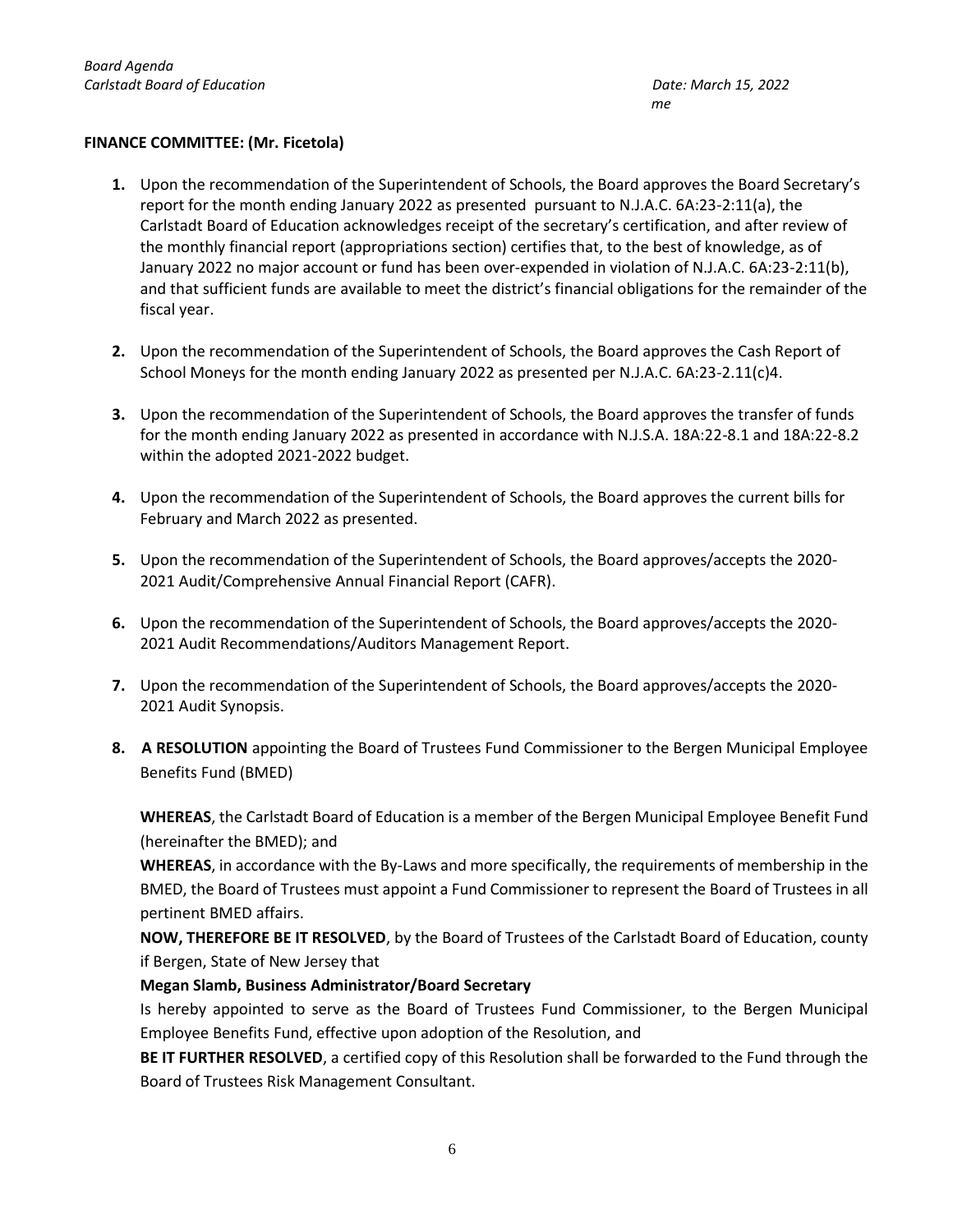**FINANCE COMMITTEE: (Mr. Ficetola)**

1. Upon the recommendation of the Superintendent of Schools, the Board approves the Board Secretary's report for the month ending January 2022 as presented pursuant to N.J.A.C. 6A:23-2:11(a), the Carlstadt Board of Education acknowledges receipt of the secretary's certification, and after review of the monthly financial report (appropriations section) certifies that, to the best of knowledge, as of January 2022 no major account or fund has been over-expended in violation of N.J.A.C. 6A:23-2:11(b), and that sufficient funds are available to meet the district's financial obligations for the remainder of the fiscal year.

2. Upon the recommendation of the Superintendent of Schools, the Board approves the Cash Report of School Moneys for the month ending January 2022 as presented per N.J.A.C. 6A:23-2.11(c)4.

3. Upon the recommendation of the Superintendent of Schools, the Board approves the transfer of funds for the month ending January 2022 as presented in accordance with N.J.S.A. 18A:22-8.1 and 18A:22-8.2 within the adopted 2021-2022 budget.

4. Upon the recommendation of the Superintendent of Schools, the Board approves the current bills for February and March 2022 as presented.

5. Upon the recommendation of the Superintendent of Schools, the Board approves/accepts the 2020-2021 Audit/Comprehensive Annual Financial Report (CAFR).

6. Upon the recommendation of the Superintendent of Schools, the Board approves/accepts the 2020-2021 Audit Recommendations/Auditors Management Report.

7. Upon the recommendation of the Superintendent of Schools, the Board approves/accepts the 2020-2021 Audit Synopsis.

8. **A RESOLUTION** appointing the Board of Trustees Fund Commissioner to the Bergen Municipal Employee Benefits Fund (BMED)

   **WHEREAS**, the Carlstadt Board of Education is a member of the Bergen Municipal Employee Benefit Fund (hereinafter the BMED); and

   **WHEREAS**, in accordance with the By-Laws and more specifically, the requirements of membership in the BMED, the Board of Trustees must appoint a Fund Commissioner to represent the Board of Trustees in all pertinent BMED affairs.

   **NOW, THEREFORE BE IT RESOLVED**, by the Board of Trustees of the Carlstadt Board of Education, county if Bergen, State of New Jersey that

   **Megan Slamb, Business Administrator/Board Secretary**

   Is hereby appointed to serve as the Board of Trustees Fund Commissioner, to the Bergen Municipal Employee Benefits Fund, effective upon adoption of the Resolution, and

   **BE IT FURTHER RESOLVED**, a certified copy of this Resolution shall be forwarded to the Fund through the Board of Trustees Risk Management Consultant.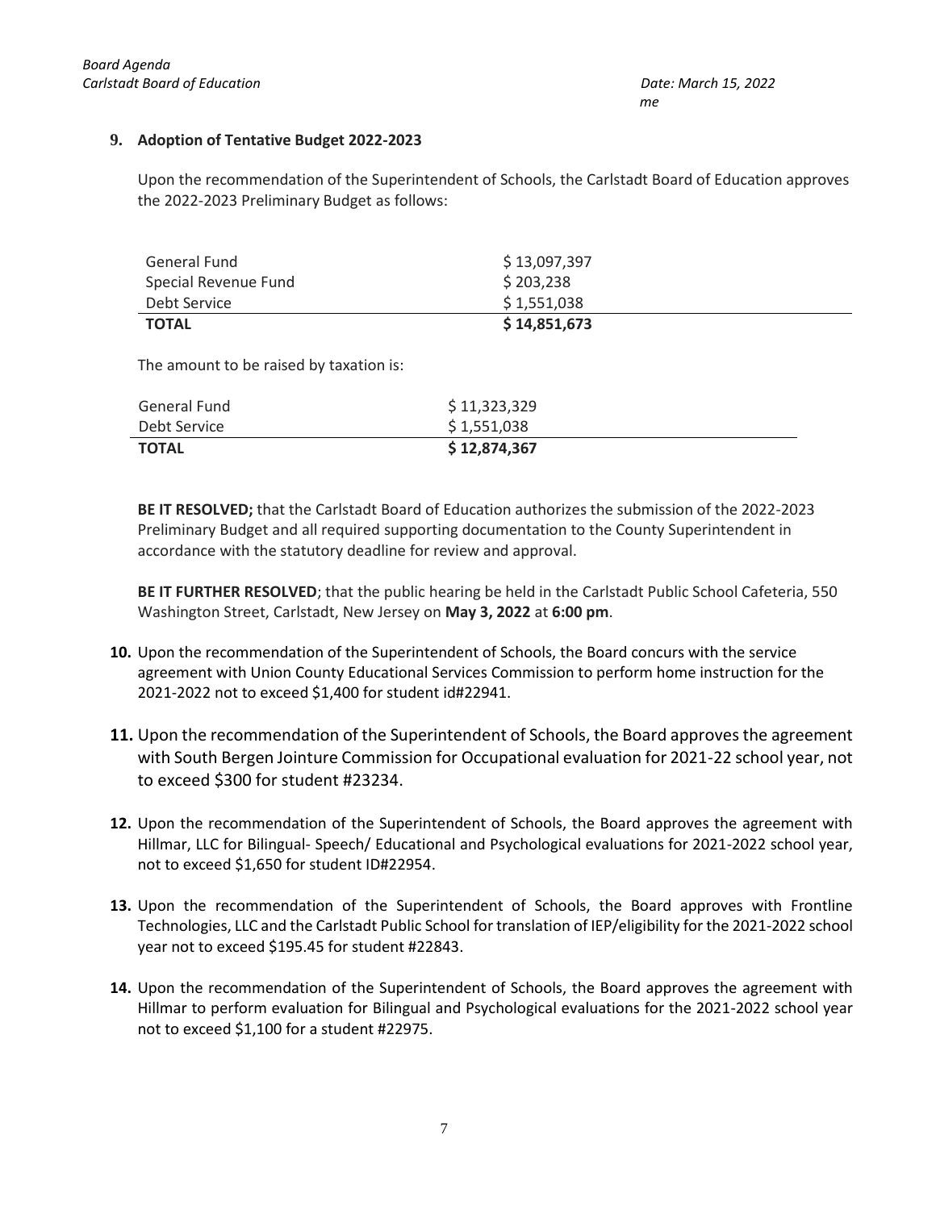**9. Adoption of Tentative Budget 2022-2023**

Upon the recommendation of the Superintendent of Schools, the Carlstadt Board of Education approves the 2022-2023 Preliminary Budget as follows:

| | |
|---|---|
| General Fund | $ 13,097,397 |
| Special Revenue Fund | $ 203,238 |
| Debt Service | $ 1,551,038 |
| **TOTAL** | **$ 14,851,673** |

The amount to be raised by taxation is:

| | |
|---|---|
| General Fund | $ 11,323,329 |
| Debt Service | $ 1,551,038 |
| **TOTAL** | **$ 12,874,367** |

**BE IT RESOLVED;** that the Carlstadt Board of Education authorizes the submission of the 2022-2023 Preliminary Budget and all required supporting documentation to the County Superintendent in accordance with the statutory deadline for review and approval.

**BE IT FURTHER RESOLVED**; that the public hearing be held in the Carlstadt Public School Cafeteria, 550 Washington Street, Carlstadt, New Jersey on **May 3, 2022** at **6:00 pm**.

**10.** Upon the recommendation of the Superintendent of Schools, the Board concurs with the service agreement with Union County Educational Services Commission to perform home instruction for the 2021-2022 not to exceed $1,400 for student id#22941.

**11.** Upon the recommendation of the Superintendent of Schools, the Board approves the agreement with South Bergen Jointure Commission for Occupational evaluation for 2021-22 school year, not to exceed $300 for student #23234.

**12.** Upon the recommendation of the Superintendent of Schools, the Board approves the agreement with Hillmar, LLC for Bilingual- Speech/ Educational and Psychological evaluations for 2021-2022 school year, not to exceed $1,650 for student ID#22954.

**13.** Upon the recommendation of the Superintendent of Schools, the Board approves with Frontline Technologies, LLC and the Carlstadt Public School for translation of IEP/eligibility for the 2021-2022 school year not to exceed $195.45 for student #22843.

**14.** Upon the recommendation of the Superintendent of Schools, the Board approves the agreement with Hillmar to perform evaluation for Bilingual and Psychological evaluations for the 2021-2022 school year not to exceed $1,100 for a student #22975.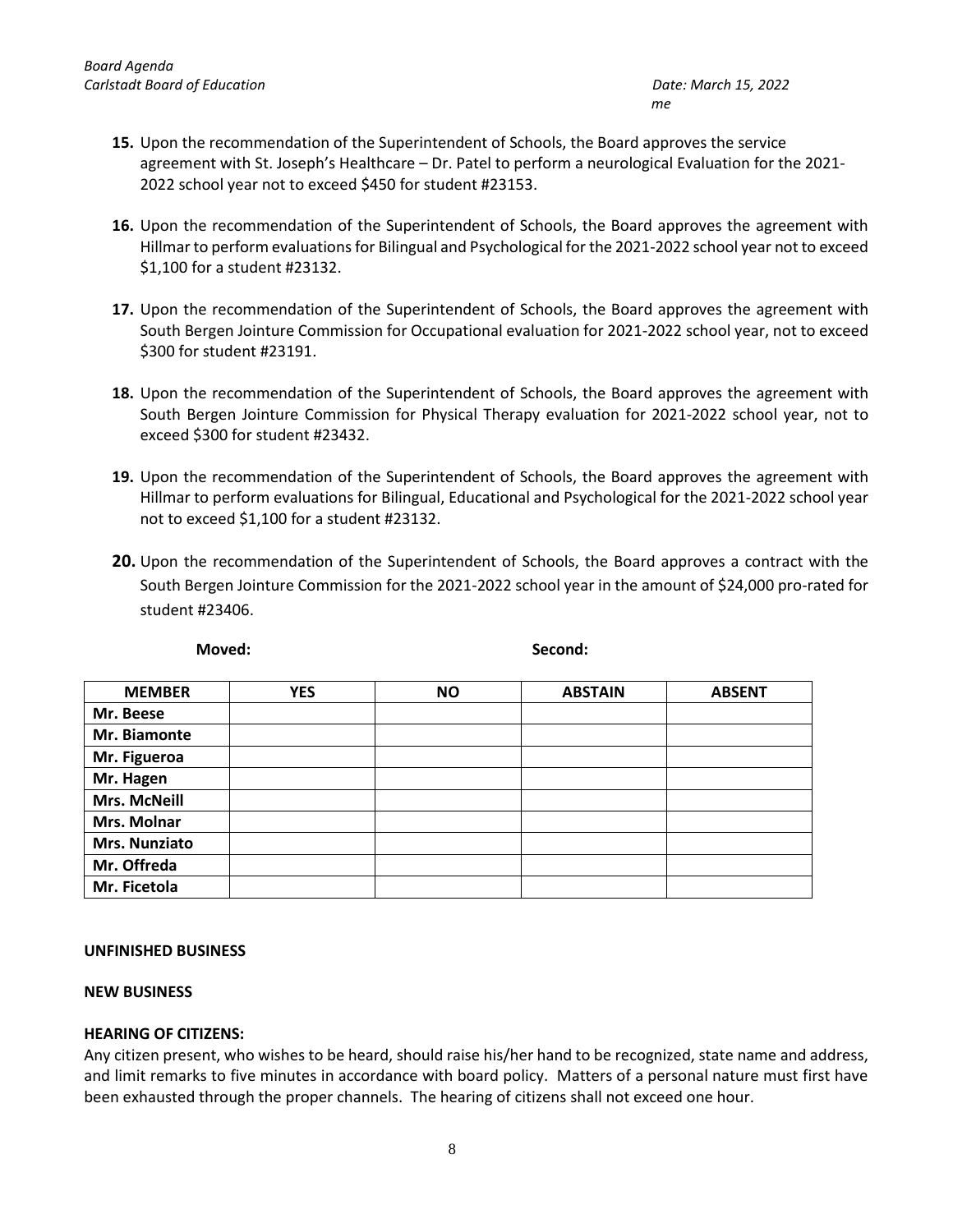15. Upon the recommendation of the Superintendent of Schools, the Board approves the service agreement with St. Joseph's Healthcare – Dr. Patel to perform a neurological Evaluation for the 2021-2022 school year not to exceed $450 for student #23153.

16. Upon the recommendation of the Superintendent of Schools, the Board approves the agreement with Hillmar to perform evaluations for Bilingual and Psychological for the 2021-2022 school year not to exceed $1,100 for a student #23132.

17. Upon the recommendation of the Superintendent of Schools, the Board approves the agreement with South Bergen Jointure Commission for Occupational evaluation for 2021-2022 school year, not to exceed $300 for student #23191.

18. Upon the recommendation of the Superintendent of Schools, the Board approves the agreement with South Bergen Jointure Commission for Physical Therapy evaluation for 2021-2022 school year, not to exceed $300 for student #23432.

19. Upon the recommendation of the Superintendent of Schools, the Board approves the agreement with Hillmar to perform evaluations for Bilingual, Educational and Psychological for the 2021-2022 school year not to exceed $1,100 for a student #23132.

20. Upon the recommendation of the Superintendent of Schools, the Board approves a contract with the South Bergen Jointure Commission for the 2021-2022 school year in the amount of $24,000 pro-rated for student #23406.

**Moved:** **Second:**

| MEMBER | YES | NO | ABSTAIN | ABSENT |
|---|---|---|---|---|
| Mr. Beese | | | | |
| Mr. Biamonte | | | | |
| Mr. Figueroa | | | | |
| Mr. Hagen | | | | |
| Mrs. McNeill | | | | |
| Mrs. Molnar | | | | |
| Mrs. Nunziato | | | | |
| Mr. Offreda | | | | |
| Mr. Ficetola | | | | |

**UNFINISHED BUSINESS**

**NEW BUSINESS**

**HEARING OF CITIZENS:**

Any citizen present, who wishes to be heard, should raise his/her hand to be recognized, state name and address, and limit remarks to five minutes in accordance with board policy. Matters of a personal nature must first have been exhausted through the proper channels. The hearing of citizens shall not exceed one hour.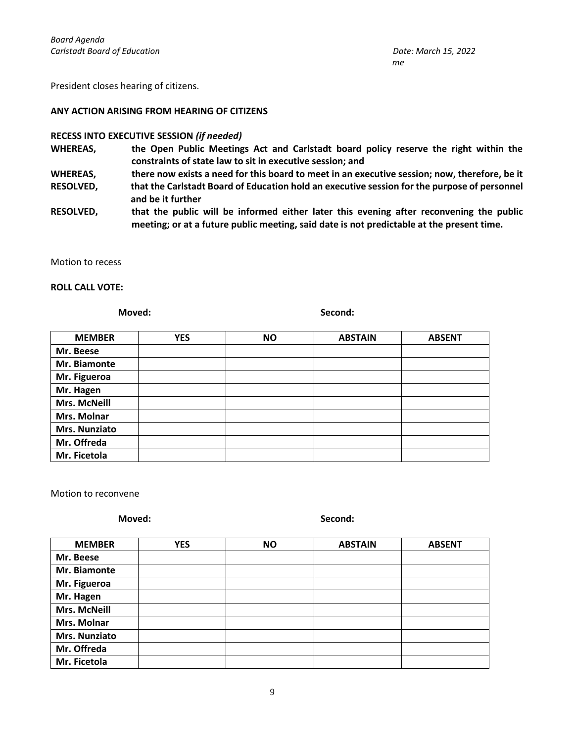President closes hearing of citizens.

**ANY ACTION ARISING FROM HEARING OF CITIZENS**

**RECESS INTO EXECUTIVE SESSION** ***(if needed)***

**WHEREAS,** **the Open Public Meetings Act and Carlstadt board policy reserve the right within the constraints of state law to sit in executive session; and**

**WHEREAS,** **there now exists a need for this board to meet in an executive session; now, therefore, be it**

**RESOLVED,** **that the Carlstadt Board of Education hold an executive session for the purpose of personnel and be it further**

**RESOLVED,** **that the public will be informed either later this evening after reconvening the public meeting; or at a future public meeting, said date is not predictable at the present time.**

Motion to recess

**ROLL CALL VOTE:**

**Moved:** **Second:**

| MEMBER | YES | NO | ABSTAIN | ABSENT |
|---|---|---|---|---|
| **Mr. Beese** | | | | |
| **Mr. Biamonte** | | | | |
| **Mr. Figueroa** | | | | |
| **Mr. Hagen** | | | | |
| **Mrs. McNeill** | | | | |
| **Mrs. Molnar** | | | | |
| **Mrs. Nunziato** | | | | |
| **Mr. Offreda** | | | | |
| **Mr. Ficetola** | | | | |

Motion to reconvene

**Moved:** **Second:**

| MEMBER | YES | NO | ABSTAIN | ABSENT |
|---|---|---|---|---|
| **Mr. Beese** | | | | |
| **Mr. Biamonte** | | | | |
| **Mr. Figueroa** | | | | |
| **Mr. Hagen** | | | | |
| **Mrs. McNeill** | | | | |
| **Mrs. Molnar** | | | | |
| **Mrs. Nunziato** | | | | |
| **Mr. Offreda** | | | | |
| **Mr. Ficetola** | | | | |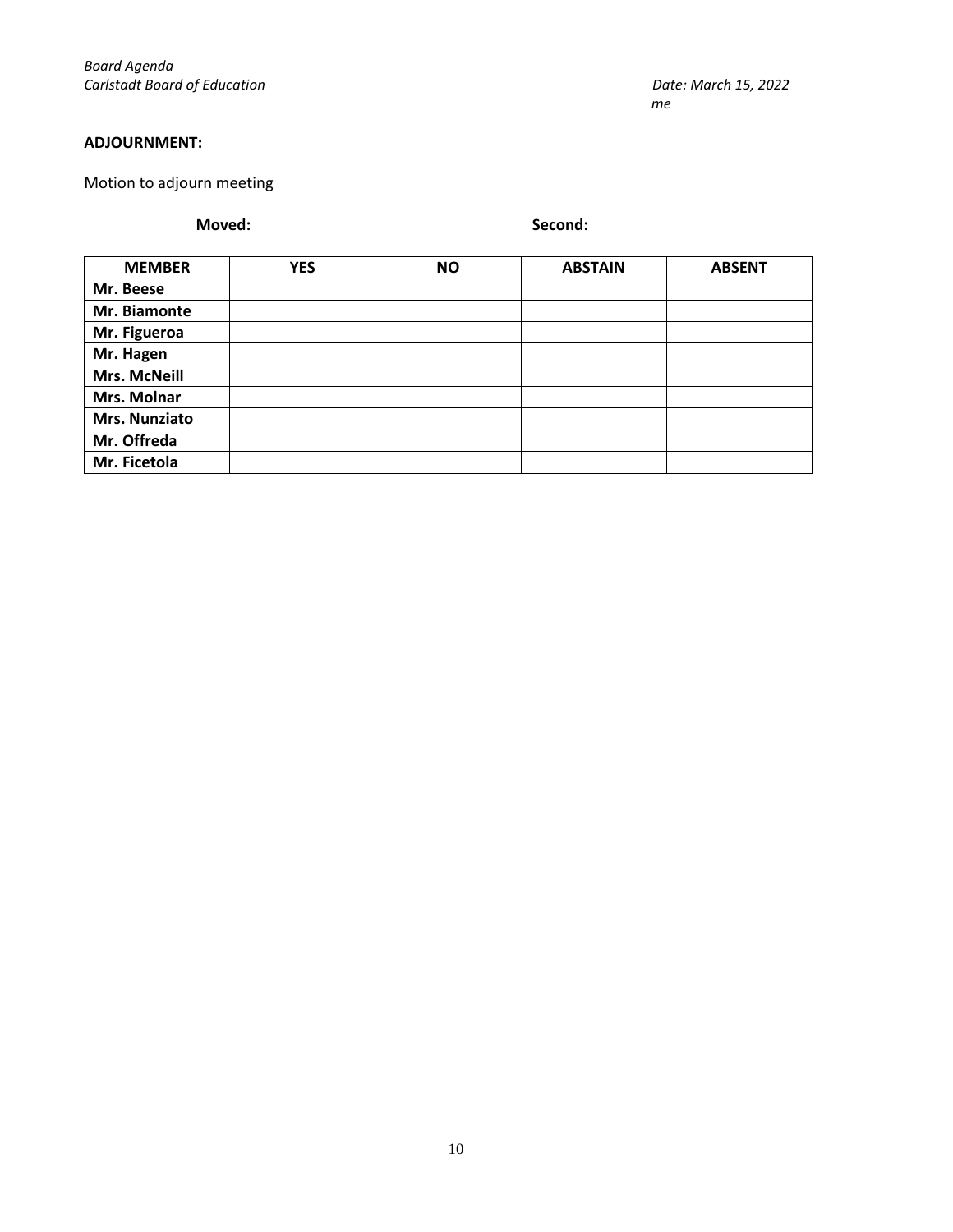**ADJOURNMENT:**

Motion to adjourn meeting

**Moved:** **Second:**

| MEMBER | YES | NO | ABSTAIN | ABSENT |
|---|---|---|---|---|
| **Mr. Beese** | | | | |
| **Mr. Biamonte** | | | | |
| **Mr. Figueroa** | | | | |
| **Mr. Hagen** | | | | |
| **Mrs. McNeill** | | | | |
| **Mrs. Molnar** | | | | |
| **Mrs. Nunziato** | | | | |
| **Mr. Offreda** | | | | |
| **Mr. Ficetola** | | | | |